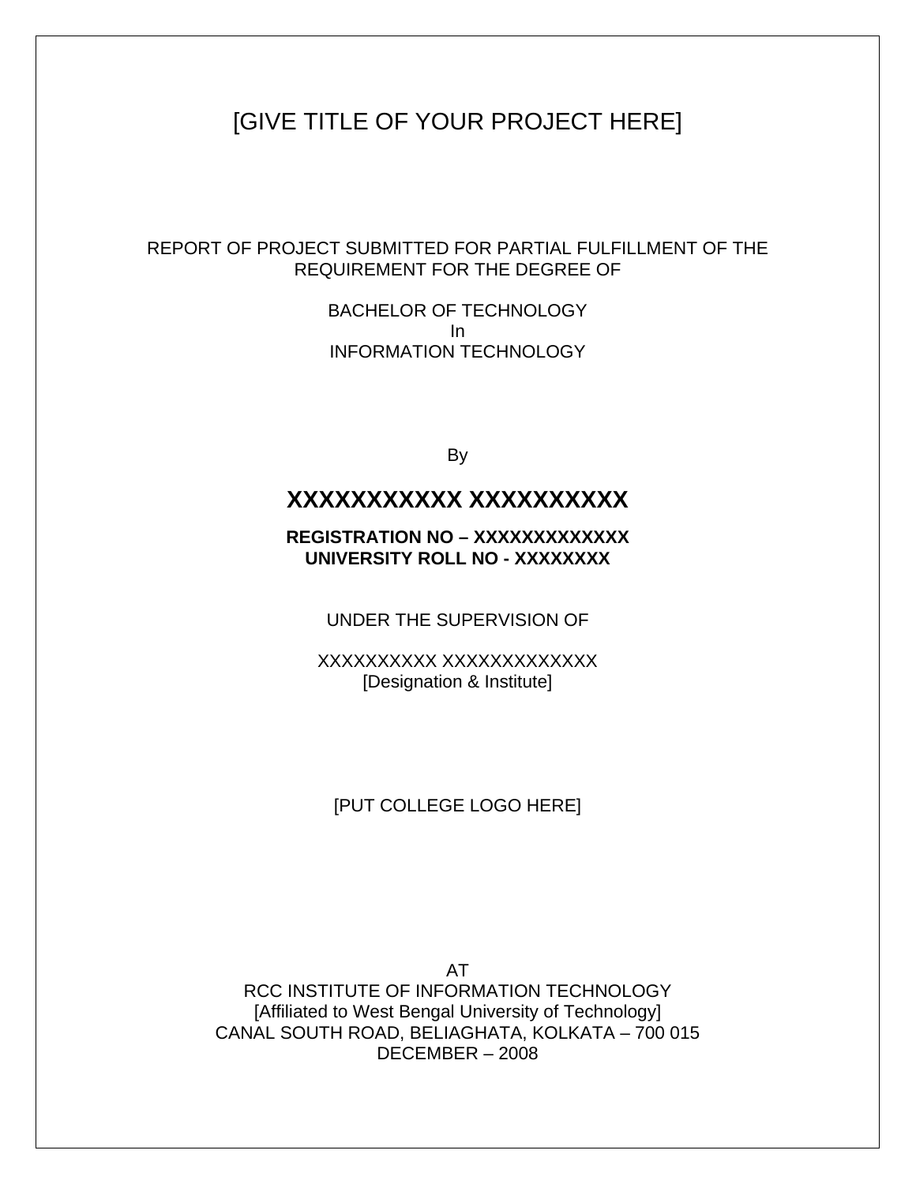# [GIVE TITLE OF YOUR PROJECT HERE]

REPORT OF PROJECT SUBMITTED FOR PARTIAL FULFILLMENT OF THE REQUIREMENT FOR THE DEGREE OF

BACHELOR OF TECHNOLOGY
In
INFORMATION TECHNOLOGY

By

## XXXXXXXXXXX XXXXXXXXXX

**REGISTRATION NO – XXXXXXXXXXXXX**
**UNIVERSITY ROLL NO - XXXXXXXX**

UNDER THE SUPERVISION OF

XXXXXXXXXX XXXXXXXXXXXXX
[Designation & Institute]

[PUT COLLEGE LOGO HERE]

AT
RCC INSTITUTE OF INFORMATION TECHNOLOGY
[Affiliated to West Bengal University of Technology]
CANAL SOUTH ROAD, BELIAGHATA, KOLKATA – 700 015
DECEMBER – 2008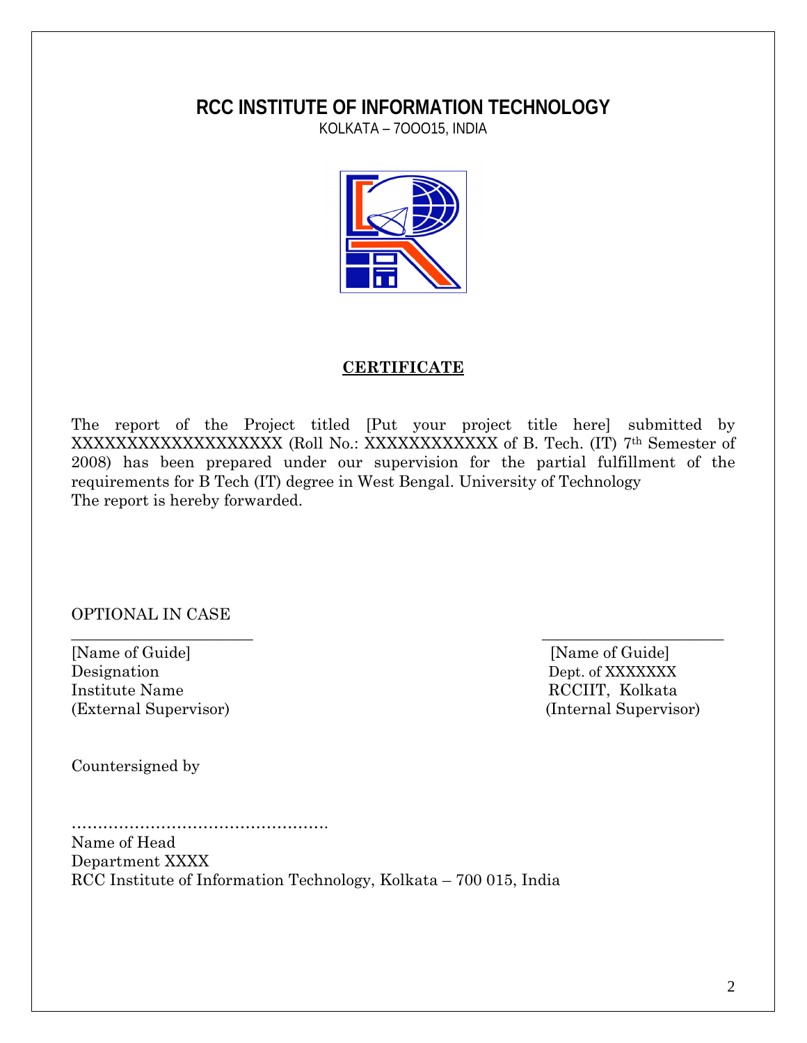# RCC INSTITUTE OF INFORMATION TECHNOLOGY

KOLKATA – 7OOO15, INDIA

## CERTIFICATE

The report of the Project titled [Put your project title here] submitted by XXXXXXXXXXXXXXXXXXXX (Roll No.: XXXXXXXXXXXX of B. Tech. (IT) 7th Semester of 2008) has been prepared under our supervision for the partial fulfillment of the requirements for B Tech (IT) degree in West Bengal. University of Technology
The report is hereby forwarded.

OPTIONAL IN CASE

| | |
|---|---|
| ______________________ | ______________________ |
| [Name of Guide] | [Name of Guide] |
| Designation | Dept. of XXXXXXX |
| Institute Name | RCCIIT, Kolkata |
| (External Supervisor) | (Internal Supervisor) |

Countersigned by

…………………………………………

Name of Head
Department XXXX
RCC Institute of Information Technology, Kolkata – 700 015, India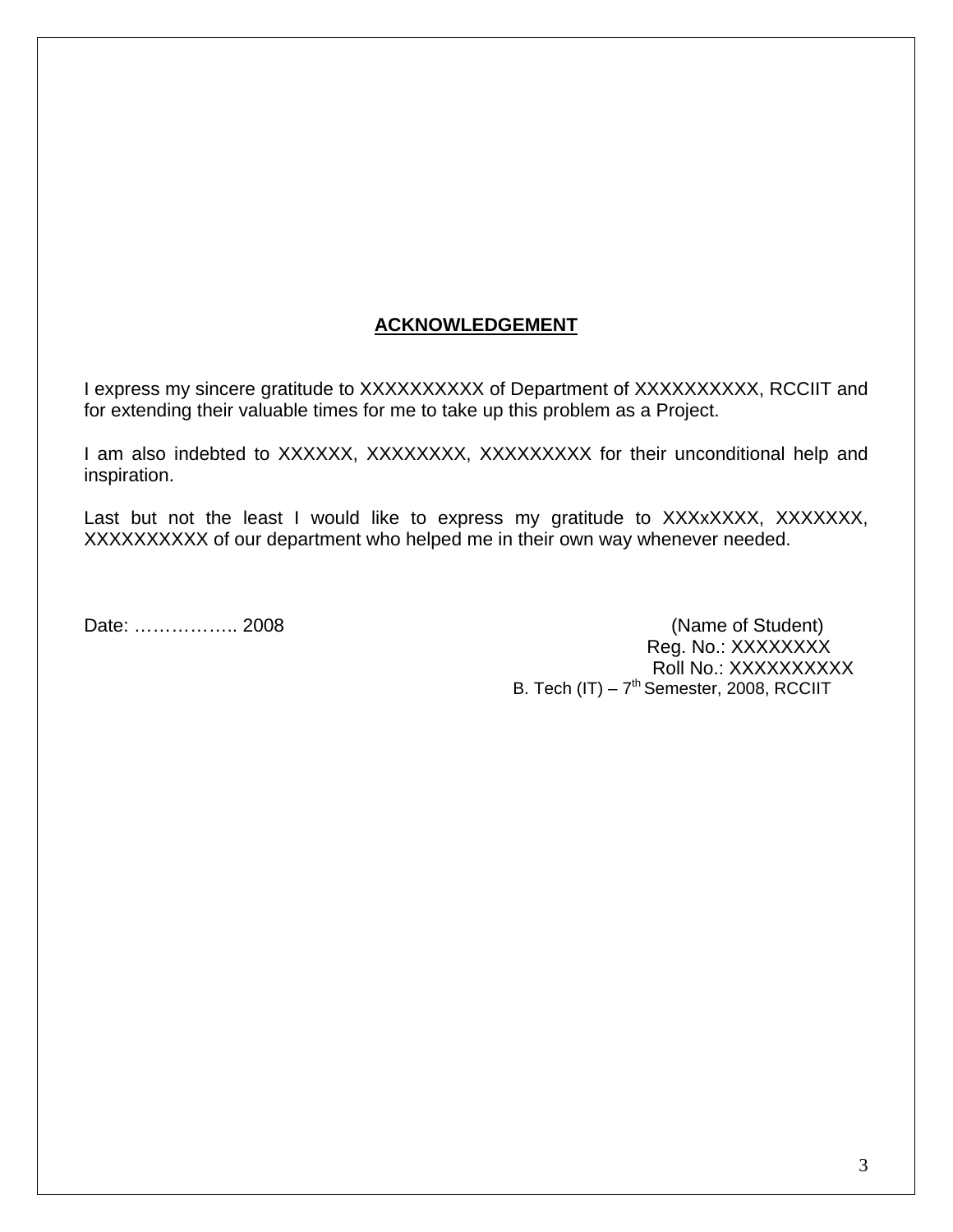## **ACKNOWLEDGEMENT**

I express my sincere gratitude to XXXXXXXXXX of Department of XXXXXXXXXX, RCCIIT and for extending their valuable times for me to take up this problem as a Project.

I am also indebted to XXXXXX, XXXXXXXX, XXXXXXXXX for their unconditional help and inspiration.

Last but not the least I would like to express my gratitude to XXXxXXXX, XXXXXXX, XXXXXXXXXX of our department who helped me in their own way whenever needed.

Date: …………….. 2008

(Name of Student)
Reg. No.: XXXXXXXX
Roll No.: XXXXXXXXXX
B. Tech (IT) – 7th Semester, 2008, RCCIIT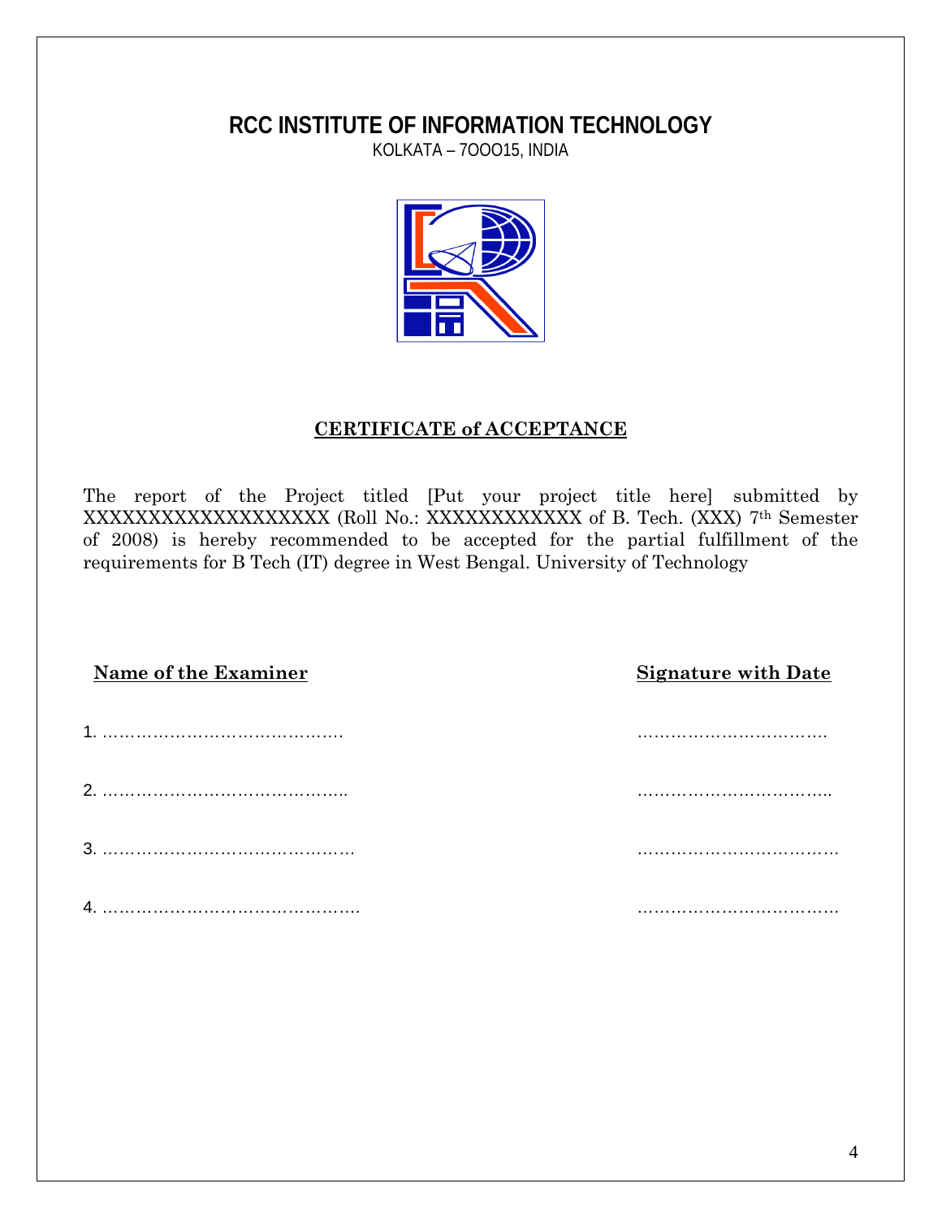# RCC INSTITUTE OF INFORMATION TECHNOLOGY

KOLKATA – 7OOO15, INDIA

## CERTIFICATE of ACCEPTANCE

The report of the Project titled [Put your project title here] submitted by XXXXXXXXXXXXXXXXXXX (Roll No.: XXXXXXXXXXXX of B. Tech. (XXX) 7th Semester of 2008) is hereby recommended to be accepted for the partial fulfillment of the requirements for B Tech (IT) degree in West Bengal. University of Technology

| **Name of the Examiner** | **Signature with Date** |
|---|---|
| 1. ……………………………………. | ……………………………. |
| 2. …………………………………….. | …………………………….. |
| 3. ………………………………………. | ……………………………… |
| 4. ………………………………………. | ………………………………. |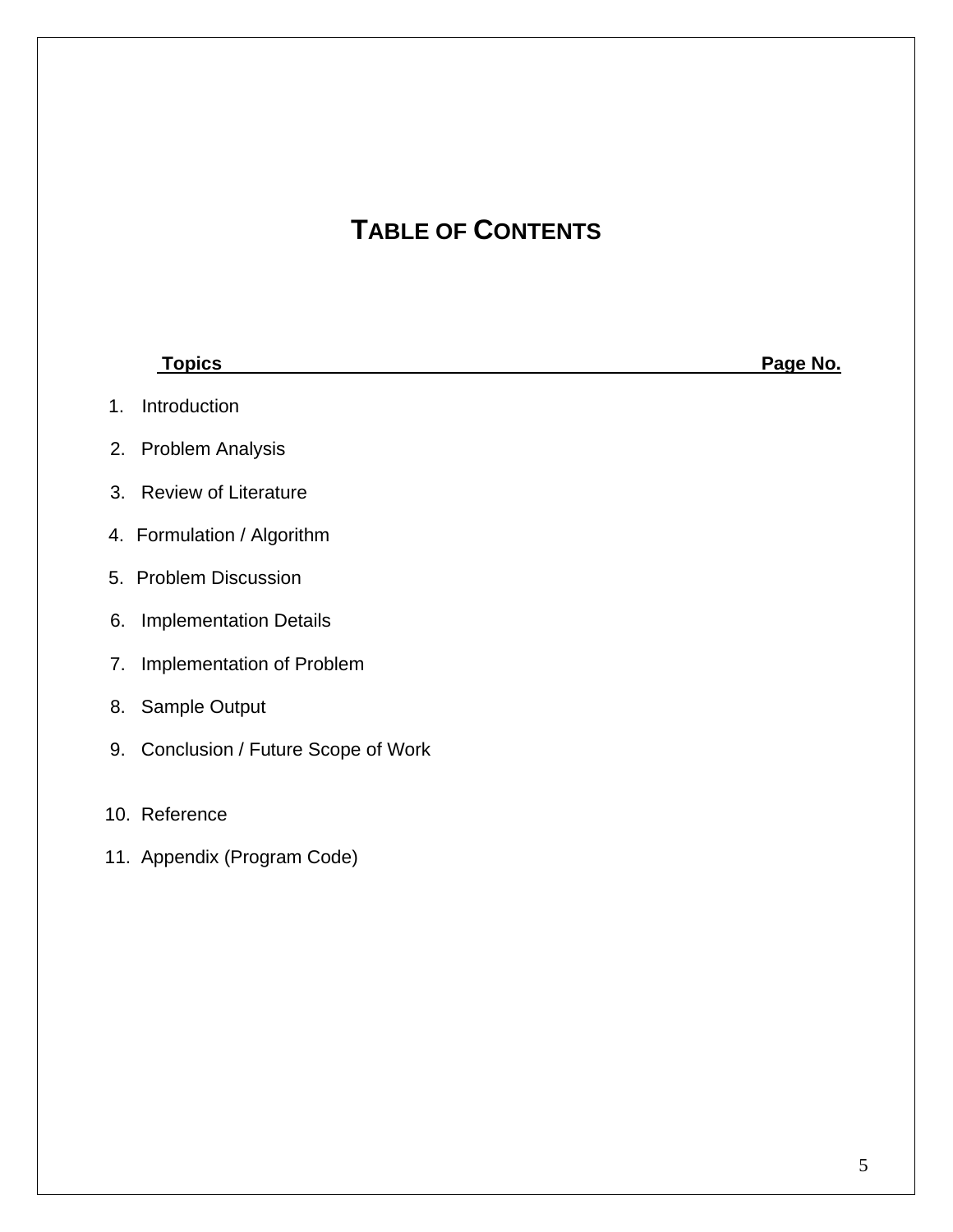# TABLE OF CONTENTS

| Topics | Page No. |
| --- | --- |
| 1. Introduction | |
| 2. Problem Analysis | |
| 3. Review of Literature | |
| 4. Formulation / Algorithm | |
| 5. Problem Discussion | |
| 6. Implementation Details | |
| 7. Implementation of Problem | |
| 8. Sample Output | |
| 9. Conclusion / Future Scope of Work | |
| 10. Reference | |
| 11. Appendix (Program Code) | |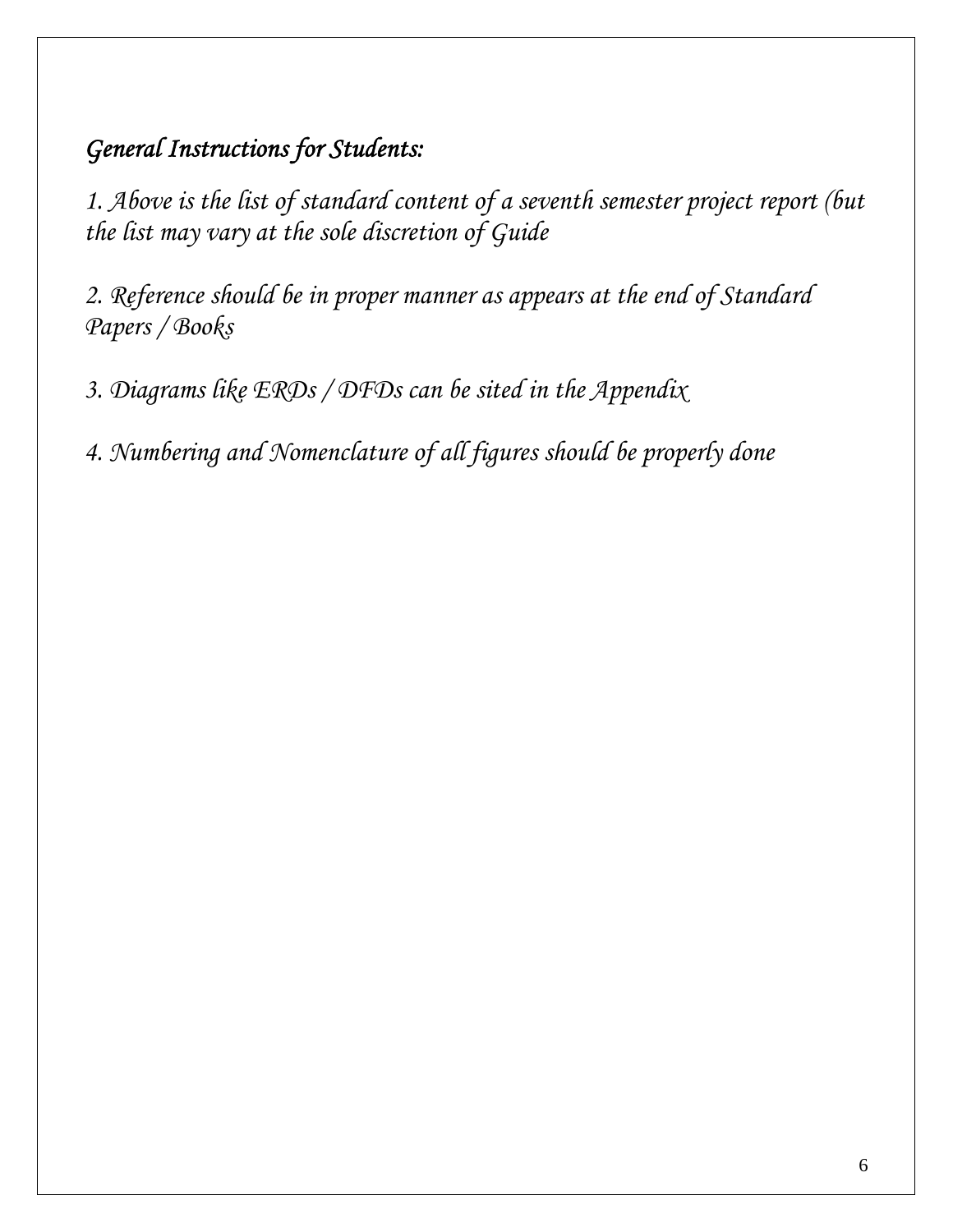*General Instructions for Students:*

*1. Above is the list of standard content of a seventh semester project report (but the list may vary at the sole discretion of Guide*

*2. Reference should be in proper manner as appears at the end of Standard Papers / Books*

*3. Diagrams like ERDs / DFDs can be sited in the Appendix*

*4. Numbering and Nomenclature of all figures should be properly done*